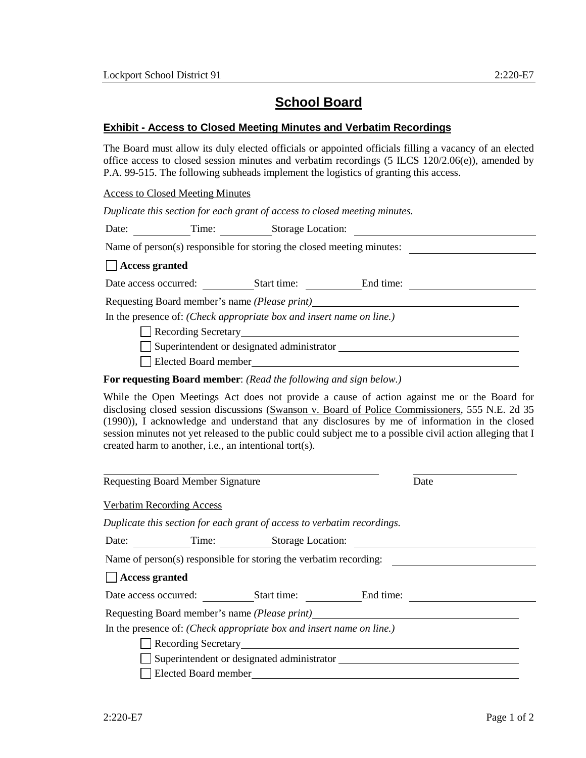# School Board

## Exhibit - Access to Closed Meeting Minutes and Verbatim Recordings

The Board must allow its duly elected officials or appointed officials filling a vacancy of an elected office access to closed session minutes and verbatim recordings (5 ILCS 120/2.06(e)), amended by P.A. 99-515. The following subheads implement the logistics of granting this access.

Access to Closed Meeting Minutes

*Duplicate this section for each grant of access to closed meeting minutes.*

Date: ___________ Time: __________ Storage Location: ____________________________________

Name of person(s) responsible for storing the closed meeting minutes: ________________________

☐ **Access granted**

Date access occurred: __________ Start time: ___________ End time: ________________________

Requesting Board member's name *(Please print)* ________________________________________

In the presence of: *(Check appropriate box and insert name on line.)*

- ☐ Recording Secretary ________________________________________________
- ☐ Superintendent or designated administrator ___________________________________
- ☐ Elected Board member ________________________________________________

**For requesting Board member**: *(Read the following and sign below.)*

While the Open Meetings Act does not provide a cause of action against me or the Board for disclosing closed session discussions (Swanson v. Board of Police Commissioners, 555 N.E. 2d 35 (1990)), I acknowledge and understand that any disclosures by me of information in the closed session minutes not yet released to the public could subject me to a possible civil action alleging that I created harm to another, i.e., an intentional tort(s).

_________________________________________________ _____________________

Requesting Board Member Signature Date

Verbatim Recording Access

*Duplicate this section for each grant of access to verbatim recordings.*

Date: ___________ Time: __________ Storage Location: ____________________________________

Name of person(s) responsible for storing the verbatim recording: ___________________________

☐ **Access granted**

Date access occurred: __________ Start time: ___________ End time: ________________________

Requesting Board member's name *(Please print)* ________________________________________

In the presence of: *(Check appropriate box and insert name on line.)*

- ☐ Recording Secretary ________________________________________________
- ☐ Superintendent or designated administrator ___________________________________
- ☐ Elected Board member ________________________________________________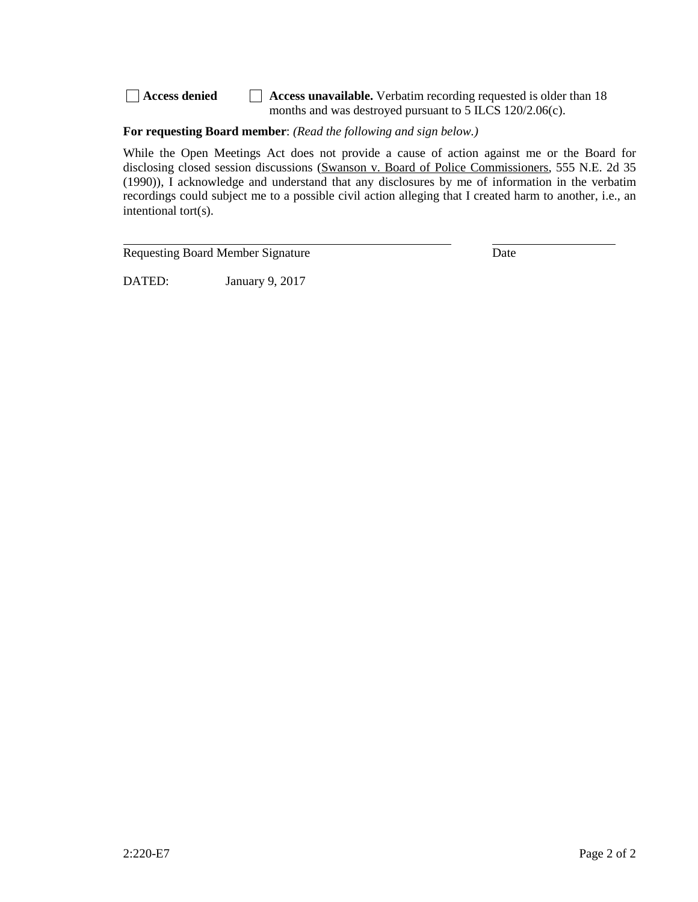☐ **Access denied** ☐ **Access unavailable.** Verbatim recording requested is older than 18 months and was destroyed pursuant to 5 ILCS 120/2.06(c).

**For requesting Board member**: *(Read the following and sign below.)*

While the Open Meetings Act does not provide a cause of action against me or the Board for disclosing closed session discussions (Swanson v. Board of Police Commissioners, 555 N.E. 2d 35 (1990)), I acknowledge and understand that any disclosures by me of information in the verbatim recordings could subject me to a possible civil action alleging that I created harm to another, i.e., an intentional tort(s).

\_\_\_\_\_\_\_\_\_\_\_\_\_\_\_\_\_\_\_\_\_\_\_\_\_\_\_\_\_\_\_\_\_\_\_\_\_\_\_\_ \_\_\_\_\_\_\_\_\_\_\_\_\_\_\_\_\_\_\_\_
Requesting Board Member Signature Date

DATED: January 9, 2017

2:220-E7